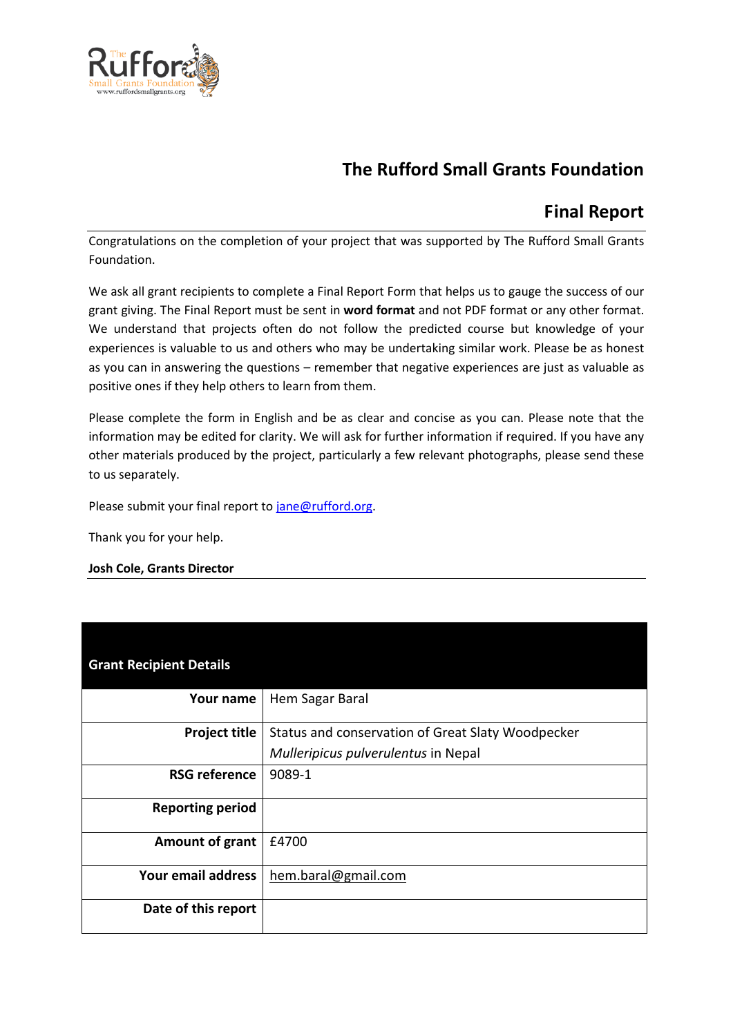# The Rufford Small Grants Foundation

## Final Report

Congratulations on the completion of your project that was supported by The Rufford Small Grants Foundation.

We ask all grant recipients to complete a Final Report Form that helps us to gauge the success of our grant giving. The Final Report must be sent in **word format** and not PDF format or any other format. We understand that projects often do not follow the predicted course but knowledge of your experiences is valuable to us and others who may be undertaking similar work. Please be as honest as you can in answering the questions – remember that negative experiences are just as valuable as positive ones if they help others to learn from them.

Please complete the form in English and be as clear and concise as you can. Please note that the information may be edited for clarity. We will ask for further information if required. If you have any other materials produced by the project, particularly a few relevant photographs, please send these to us separately.

Please submit your final report to jane@rufford.org.

Thank you for your help.

**Josh Cole, Grants Director**

| Grant Recipient Details | |
|---|---|
| **Your name** | Hem Sagar Baral |
| **Project title** | Status and conservation of Great Slaty Woodpecker *Mulleripicus pulverulentus* in Nepal |
| **RSG reference** | 9089-1 |
| **Reporting period** | |
| **Amount of grant** | £4700 |
| **Your email address** | hem.baral@gmail.com |
| **Date of this report** | |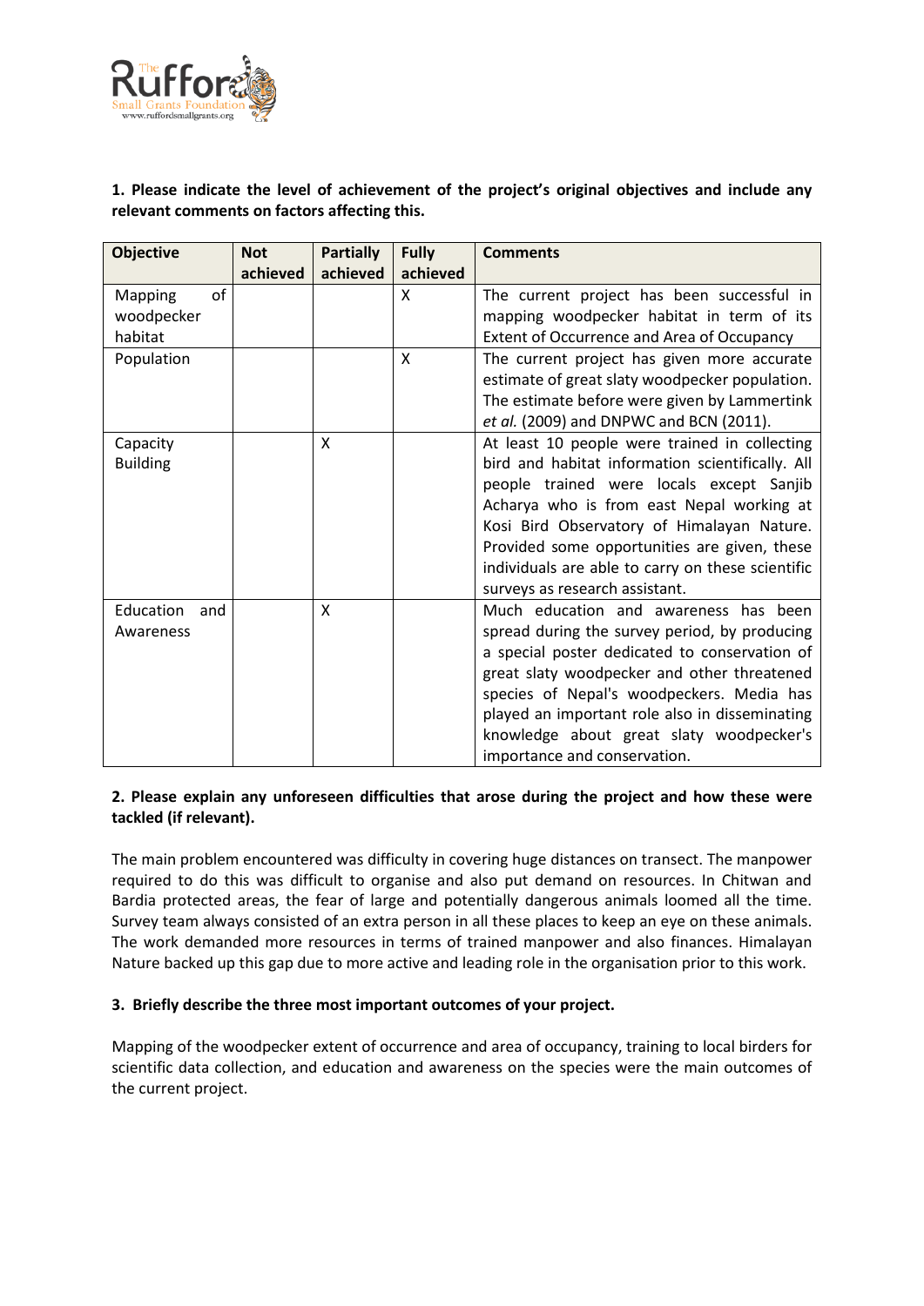**1. Please indicate the level of achievement of the project's original objectives and include any relevant comments on factors affecting this.**

| Objective | Not achieved | Partially achieved | Fully achieved | Comments |
|---|---|---|---|---|
| Mapping of woodpecker habitat | | | X | The current project has been successful in mapping woodpecker habitat in term of its Extent of Occurrence and Area of Occupancy |
| Population | | | X | The current project has given more accurate estimate of great slaty woodpecker population. The estimate before were given by Lammertink *et al.* (2009) and DNPWC and BCN (2011). |
| Capacity Building | | X | | At least 10 people were trained in collecting bird and habitat information scientifically. All people trained were locals except Sanjib Acharya who is from east Nepal working at Kosi Bird Observatory of Himalayan Nature. Provided some opportunities are given, these individuals are able to carry on these scientific surveys as research assistant. |
| Education and Awareness | | X | | Much education and awareness has been spread during the survey period, by producing a special poster dedicated to conservation of great slaty woodpecker and other threatened species of Nepal's woodpeckers. Media has played an important role also in disseminating knowledge about great slaty woodpecker's importance and conservation. |

**2. Please explain any unforeseen difficulties that arose during the project and how these were tackled (if relevant).**

The main problem encountered was difficulty in covering huge distances on transect. The manpower required to do this was difficult to organise and also put demand on resources. In Chitwan and Bardia protected areas, the fear of large and potentially dangerous animals loomed all the time. Survey team always consisted of an extra person in all these places to keep an eye on these animals. The work demanded more resources in terms of trained manpower and also finances. Himalayan Nature backed up this gap due to more active and leading role in the organisation prior to this work.

**3. Briefly describe the three most important outcomes of your project.**

Mapping of the woodpecker extent of occurrence and area of occupancy, training to local birders for scientific data collection, and education and awareness on the species were the main outcomes of the current project.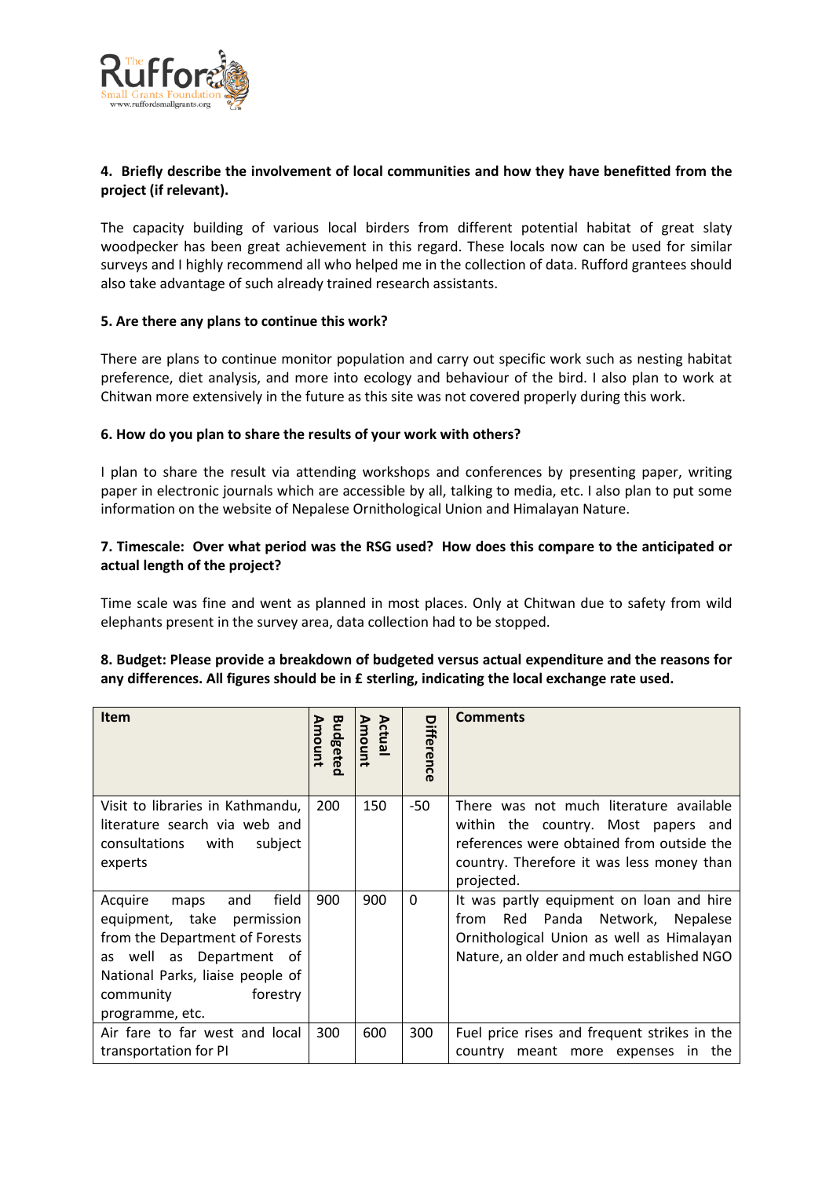**4. Briefly describe the involvement of local communities and how they have benefitted from the project (if relevant).**

The capacity building of various local birders from different potential habitat of great slaty woodpecker has been great achievement in this regard. These locals now can be used for similar surveys and I highly recommend all who helped me in the collection of data. Rufford grantees should also take advantage of such already trained research assistants.

**5. Are there any plans to continue this work?**

There are plans to continue monitor population and carry out specific work such as nesting habitat preference, diet analysis, and more into ecology and behaviour of the bird. I also plan to work at Chitwan more extensively in the future as this site was not covered properly during this work.

**6. How do you plan to share the results of your work with others?**

I plan to share the result via attending workshops and conferences by presenting paper, writing paper in electronic journals which are accessible by all, talking to media, etc. I also plan to put some information on the website of Nepalese Ornithological Union and Himalayan Nature.

**7. Timescale: Over what period was the RSG used? How does this compare to the anticipated or actual length of the project?**

Time scale was fine and went as planned in most places. Only at Chitwan due to safety from wild elephants present in the survey area, data collection had to be stopped.

**8. Budget: Please provide a breakdown of budgeted versus actual expenditure and the reasons for any differences. All figures should be in £ sterling, indicating the local exchange rate used.**

| Item | Budgeted Amount | Actual Amount | Difference | Comments |
|---|---|---|---|---|
| Visit to libraries in Kathmandu, literature search via web and consultations with subject experts | 200 | 150 | -50 | There was not much literature available within the country. Most papers and references were obtained from outside the country. Therefore it was less money than projected. |
| Acquire maps and field equipment, take permission from the Department of Forests as well as Department of National Parks, liaise people of community forestry programme, etc. | 900 | 900 | 0 | It was partly equipment on loan and hire from Red Panda Network, Nepalese Ornithological Union as well as Himalayan Nature, an older and much established NGO |
| Air fare to far west and local transportation for PI | 300 | 600 | 300 | Fuel price rises and frequent strikes in the country meant more expenses in the |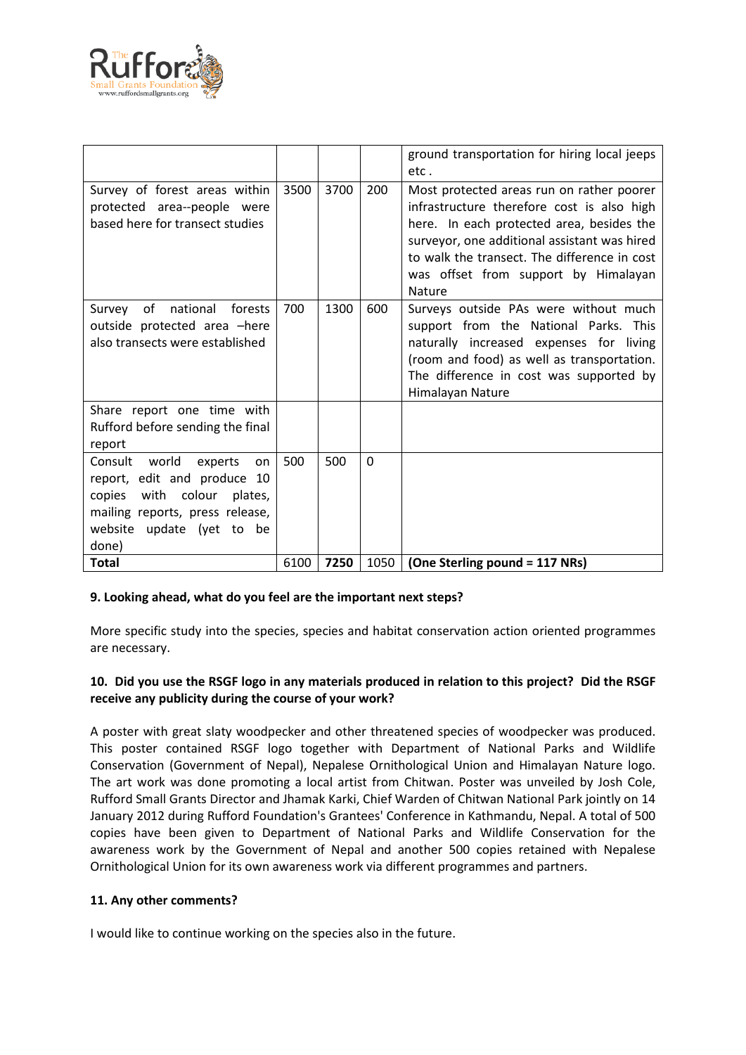| | | | | |
|---|---|---|---|---|
| | | | | ground transportation for hiring local jeeps etc . |
| Survey of forest areas within protected area--people were based here for transect studies | 3500 | 3700 | 200 | Most protected areas run on rather poorer infrastructure therefore cost is also high here. In each protected area, besides the surveyor, one additional assistant was hired to walk the transect. The difference in cost was offset from support by Himalayan Nature |
| Survey of national forests outside protected area –here also transects were established | 700 | 1300 | 600 | Surveys outside PAs were without much support from the National Parks. This naturally increased expenses for living (room and food) as well as transportation. The difference in cost was supported by Himalayan Nature |
| Share report one time with Rufford before sending the final report | | | | |
| Consult world experts on report, edit and produce 10 copies with colour plates, mailing reports, press release, website update (yet to be done) | 500 | 500 | 0 | |
| **Total** | 6100 | **7250** | 1050 | **(One Sterling pound = 117 NRs)** |

**9. Looking ahead, what do you feel are the important next steps?**

More specific study into the species, species and habitat conservation action oriented programmes are necessary.

**10. Did you use the RSGF logo in any materials produced in relation to this project? Did the RSGF receive any publicity during the course of your work?**

A poster with great slaty woodpecker and other threatened species of woodpecker was produced. This poster contained RSGF logo together with Department of National Parks and Wildlife Conservation (Government of Nepal), Nepalese Ornithological Union and Himalayan Nature logo. The art work was done promoting a local artist from Chitwan. Poster was unveiled by Josh Cole, Rufford Small Grants Director and Jhamak Karki, Chief Warden of Chitwan National Park jointly on 14 January 2012 during Rufford Foundation's Grantees' Conference in Kathmandu, Nepal. A total of 500 copies have been given to Department of National Parks and Wildlife Conservation for the awareness work by the Government of Nepal and another 500 copies retained with Nepalese Ornithological Union for its own awareness work via different programmes and partners.

**11. Any other comments?**

I would like to continue working on the species also in the future.